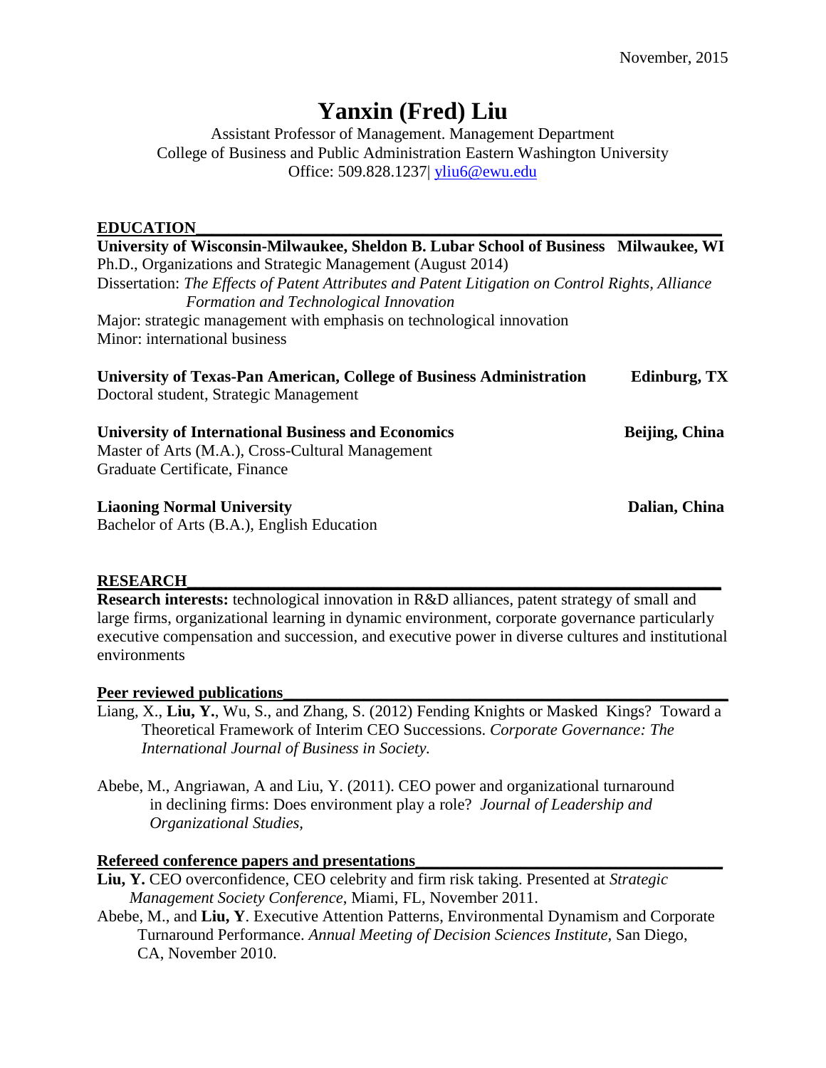November, 2015

# Yanxin (Fred) Liu

Assistant Professor of Management. Management Department
College of Business and Public Administration Eastern Washington University
Office: 509.828.1237| [yliu6@ewu.edu](mailto:yliu6@ewu.edu)

## EDUCATION

**University of Wisconsin-Milwaukee, Sheldon B. Lubar School of Business** — **Milwaukee, WI**
Ph.D., Organizations and Strategic Management (August 2014)
Dissertation: *The Effects of Patent Attributes and Patent Litigation on Control Rights, Alliance Formation and Technological Innovation*
Major: strategic management with emphasis on technological innovation
Minor: international business

**University of Texas-Pan American, College of Business Administration** — **Edinburg, TX**
Doctoral student, Strategic Management

**University of International Business and Economics** — **Beijing, China**
Master of Arts (M.A.), Cross-Cultural Management
Graduate Certificate, Finance

**Liaoning Normal University** — **Dalian, China**
Bachelor of Arts (B.A.), English Education

## RESEARCH

**Research interests:** technological innovation in R&D alliances, patent strategy of small and large firms, organizational learning in dynamic environment, corporate governance particularly executive compensation and succession, and executive power in diverse cultures and institutional environments

### Peer reviewed publications

Liang, X., **Liu, Y.**, Wu, S., and Zhang, S. (2012) Fending Knights or Masked Kings? Toward a Theoretical Framework of Interim CEO Successions. *Corporate Governance: The International Journal of Business in Society.*

Abebe, M., Angriawan, A and Liu, Y. (2011). CEO power and organizational turnaround in declining firms: Does environment play a role? *Journal of Leadership and Organizational Studies,*

### Refereed conference papers and presentations

**Liu, Y.** CEO overconfidence, CEO celebrity and firm risk taking. Presented at *Strategic Management Society Conference*, Miami, FL, November 2011.

Abebe, M., and **Liu, Y**. Executive Attention Patterns, Environmental Dynamism and Corporate Turnaround Performance. *Annual Meeting of Decision Sciences Institute,* San Diego, CA, November 2010.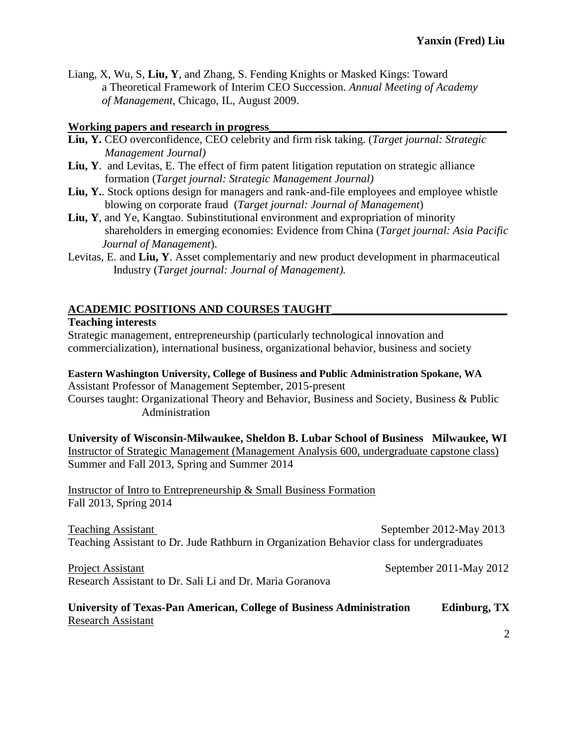Liang, X, Wu, S, **Liu, Y**, and Zhang, S. Fending Knights or Masked Kings: Toward a Theoretical Framework of Interim CEO Succession. *Annual Meeting of Academy of Management*, Chicago, IL, August 2009.

## Working papers and research in progress

**Liu, Y.** CEO overconfidence, CEO celebrity and firm risk taking. (*Target journal: Strategic Management Journal)*

**Liu, Y**. and Levitas, E. The effect of firm patent litigation reputation on strategic alliance formation (*Target journal: Strategic Management Journal)*

**Liu, Y.**. Stock options design for managers and rank-and-file employees and employee whistle blowing on corporate fraud (*Target journal: Journal of Management*)

**Liu, Y**, and Ye, Kangtao. Subinstitutional environment and expropriation of minority shareholders in emerging economies: Evidence from China (*Target journal: Asia Pacific Journal of Management*).

Levitas, E. and **Liu, Y**. Asset complementariy and new product development in pharmaceutical Industry (*Target journal: Journal of Management).*

## ACADEMIC POSITIONS AND COURSES TAUGHT

**Teaching interests**

Strategic management, entrepreneurship (particularly technological innovation and commercialization), international business, organizational behavior, business and society

**Eastern Washington University, College of Business and Public Administration Spokane, WA**

Assistant Professor of Management September, 2015-present

Courses taught: Organizational Theory and Behavior, Business and Society, Business & Public Administration

**University of Wisconsin-Milwaukee, Sheldon B. Lubar School of Business Milwaukee, WI**

Instructor of Strategic Management (Management Analysis 600, undergraduate capstone class)

Summer and Fall 2013, Spring and Summer 2014

Instructor of Intro to Entrepreneurship & Small Business Formation

Fall 2013, Spring 2014

Teaching Assistant September 2012-May 2013

Teaching Assistant to Dr. Jude Rathburn in Organization Behavior class for undergraduates

Project Assistant September 2011-May 2012

Research Assistant to Dr. Sali Li and Dr. Maria Goranova

**University of Texas-Pan American, College of Business Administration Edinburg, TX**

Research Assistant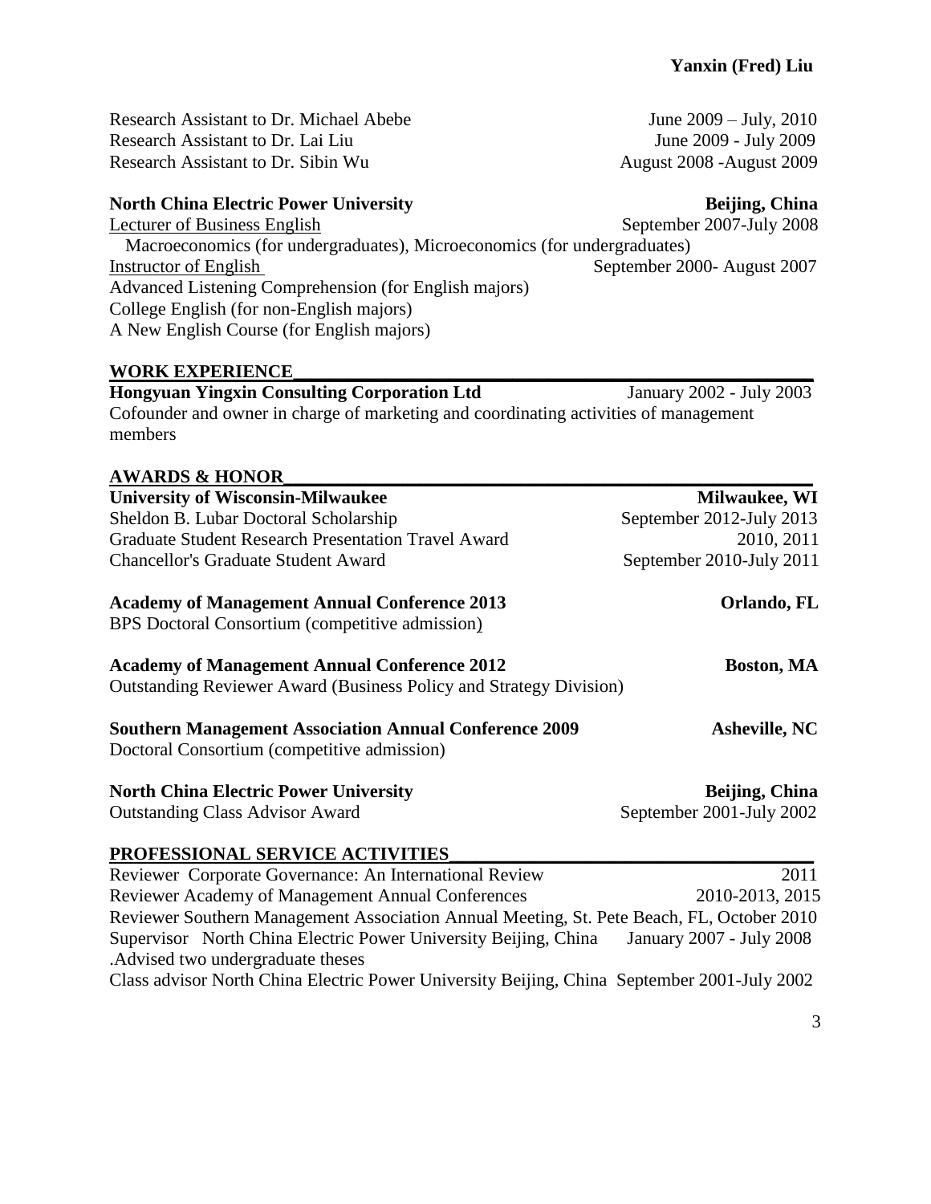Research Assistant to Dr. Michael Abebe June 2009 – July, 2010
Research Assistant to Dr. Lai Liu June 2009 - July 2009
Research Assistant to Dr. Sibin Wu August 2008 -August 2009

**North China Electric Power University** **Beijing, China**
Lecturer of Business English September 2007-July 2008
Macroeconomics (for undergraduates), Microeconomics (for undergraduates)
Instructor of English September 2000- August 2007
Advanced Listening Comprehension (for English majors)
College English (for non-English majors)
A New English Course (for English majors)

## WORK EXPERIENCE

**Hongyuan Yingxin Consulting Corporation Ltd** January 2002 - July 2003
Cofounder and owner in charge of marketing and coordinating activities of management members

## AWARDS & HONOR

**University of Wisconsin-Milwaukee** **Milwaukee, WI**
Sheldon B. Lubar Doctoral Scholarship September 2012-July 2013
Graduate Student Research Presentation Travel Award 2010, 2011
Chancellor's Graduate Student Award September 2010-July 2011

**Academy of Management Annual Conference 2013** **Orlando, FL**
BPS Doctoral Consortium (competitive admission)

**Academy of Management Annual Conference 2012** **Boston, MA**
Outstanding Reviewer Award (Business Policy and Strategy Division)

**Southern Management Association Annual Conference 2009** **Asheville, NC**
Doctoral Consortium (competitive admission)

**North China Electric Power University** **Beijing, China**
Outstanding Class Advisor Award September 2001-July 2002

## PROFESSIONAL SERVICE ACTIVITIES

Reviewer Corporate Governance: An International Review 2011
Reviewer Academy of Management Annual Conferences 2010-2013, 2015
Reviewer Southern Management Association Annual Meeting, St. Pete Beach, FL, October 2010
Supervisor North China Electric Power University Beijing, China January 2007 - July 2008
.Advised two undergraduate theses
Class advisor North China Electric Power University Beijing, China September 2001-July 2002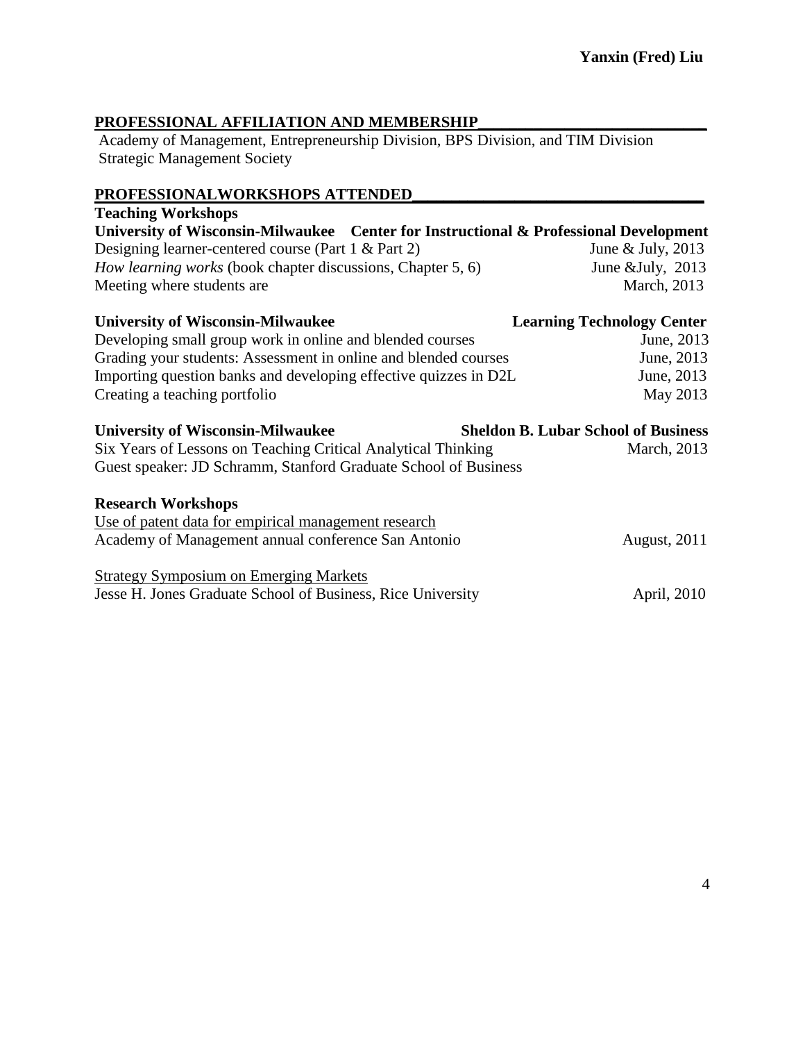## PROFESSIONAL AFFILIATION AND MEMBERSHIP

Academy of Management, Entrepreneurship Division, BPS Division, and TIM Division
Strategic Management Society

## PROFESSIONALWORKSHOPS ATTENDED

### Teaching Workshops

**University of Wisconsin-Milwaukee Center for Instructional & Professional Development**

Designing learner-centered course (Part 1 & Part 2) — June & July, 2013
*How learning works* (book chapter discussions, Chapter 5, 6) — June &July, 2013
Meeting where students are — March, 2013

**University of Wisconsin-Milwaukee Learning Technology Center**

Developing small group work in online and blended courses — June, 2013
Grading your students: Assessment in online and blended courses — June, 2013
Importing question banks and developing effective quizzes in D2L — June, 2013
Creating a teaching portfolio — May 2013

**University of Wisconsin-Milwaukee Sheldon B. Lubar School of Business**

Six Years of Lessons on Teaching Critical Analytical Thinking — March, 2013
Guest speaker: JD Schramm, Stanford Graduate School of Business

### Research Workshops

<u>Use of patent data for empirical management research</u>
Academy of Management annual conference San Antonio — August, 2011

<u>Strategy Symposium on Emerging Markets</u>
Jesse H. Jones Graduate School of Business, Rice University — April, 2010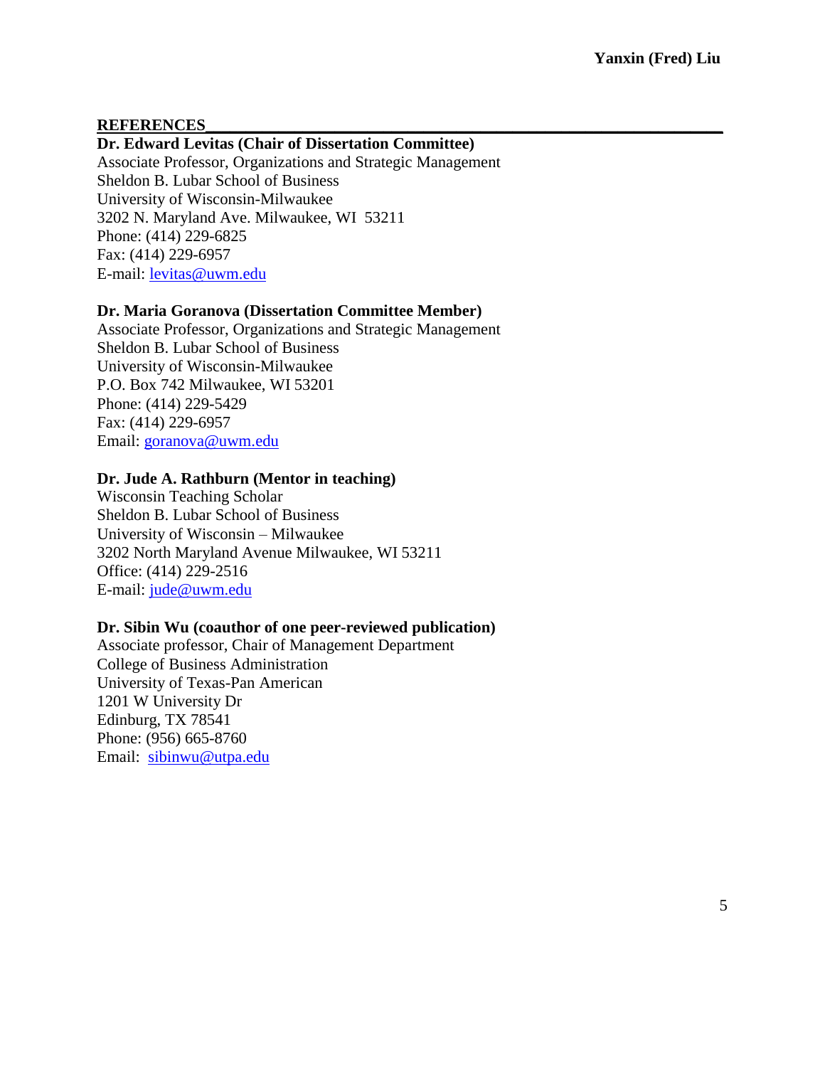## REFERENCES

**Dr. Edward Levitas (Chair of Dissertation Committee)**
Associate Professor, Organizations and Strategic Management
Sheldon B. Lubar School of Business
University of Wisconsin-Milwaukee
3202 N. Maryland Ave. Milwaukee, WI 53211
Phone: (414) 229-6825
Fax: (414) 229-6957
E-mail: levitas@uwm.edu

**Dr. Maria Goranova (Dissertation Committee Member)**
Associate Professor, Organizations and Strategic Management
Sheldon B. Lubar School of Business
University of Wisconsin-Milwaukee
P.O. Box 742 Milwaukee, WI 53201
Phone: (414) 229-5429
Fax: (414) 229-6957
Email: goranova@uwm.edu

**Dr. Jude A. Rathburn (Mentor in teaching)**
Wisconsin Teaching Scholar
Sheldon B. Lubar School of Business
University of Wisconsin – Milwaukee
3202 North Maryland Avenue Milwaukee, WI 53211
Office: (414) 229-2516
E-mail: jude@uwm.edu

**Dr. Sibin Wu (coauthor of one peer-reviewed publication)**
Associate professor, Chair of Management Department
College of Business Administration
University of Texas-Pan American
1201 W University Dr
Edinburg, TX 78541
Phone: (956) 665-8760
Email: sibinwu@utpa.edu